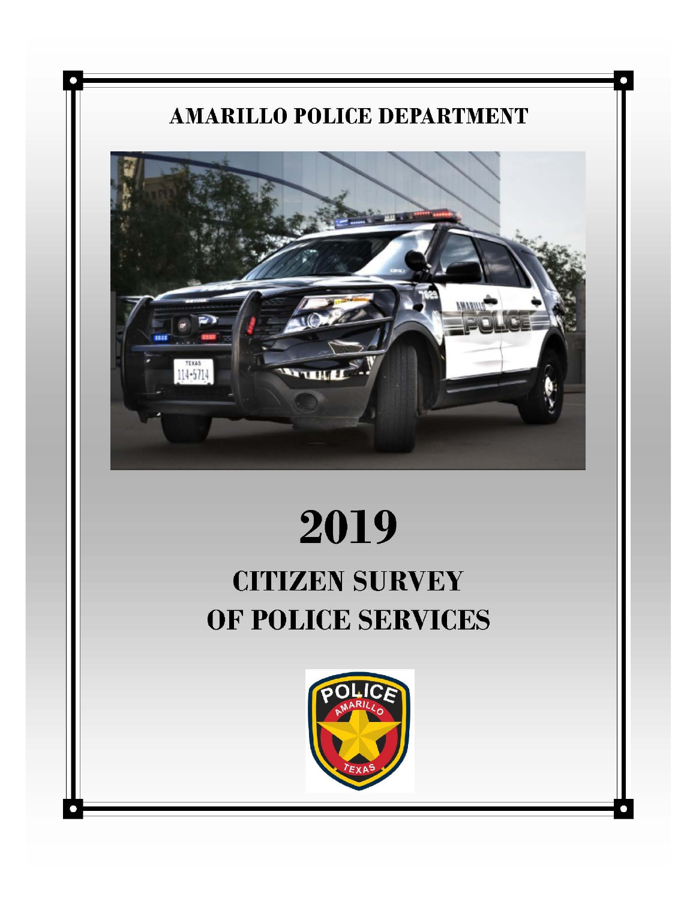# AMARILLO POLICE DEPARTMENT

# 2019

## CITIZEN SURVEY OF POLICE SERVICES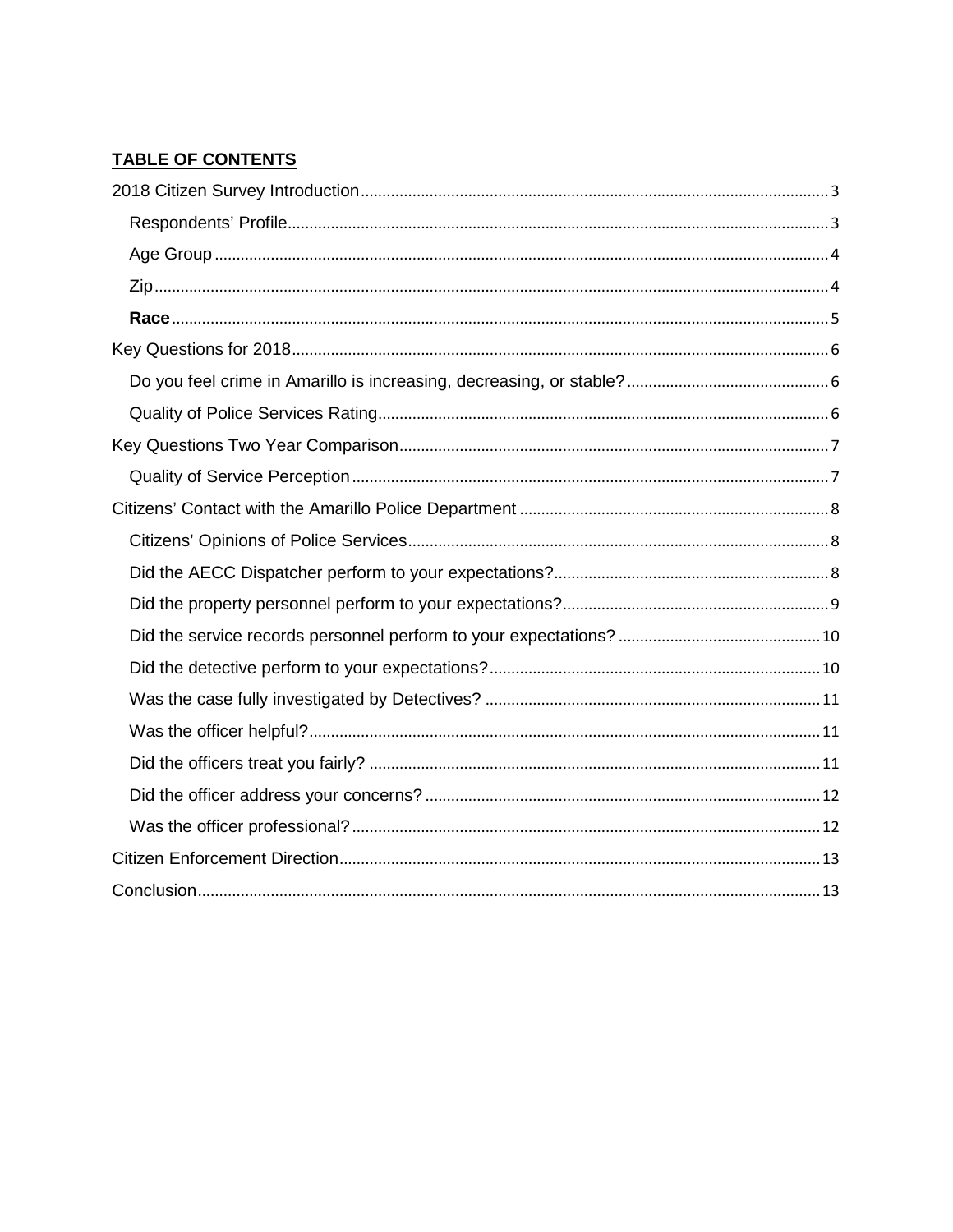## TABLE OF CONTENTS

2018 Citizen Survey Introduction ........ 3

- Respondents' Profile ........ 3
- Age Group ........ 4
- Zip ........ 4
- **Race** ........ 5

Key Questions for 2018 ........ 6

- Do you feel crime in Amarillo is increasing, decreasing, or stable? ........ 6
- Quality of Police Services Rating ........ 6

Key Questions Two Year Comparison ........ 7

- Quality of Service Perception ........ 7

Citizens' Contact with the Amarillo Police Department ........ 8

- Citizens' Opinions of Police Services ........ 8
- Did the AECC Dispatcher perform to your expectations? ........ 8
- Did the property personnel perform to your expectations? ........ 9
- Did the service records personnel perform to your expectations? ........ 10
- Did the detective perform to your expectations? ........ 10
- Was the case fully investigated by Detectives? ........ 11
- Was the officer helpful? ........ 11
- Did the officers treat you fairly? ........ 11
- Did the officer address your concerns? ........ 12
- Was the officer professional? ........ 12

Citizen Enforcement Direction ........ 13

Conclusion ........ 13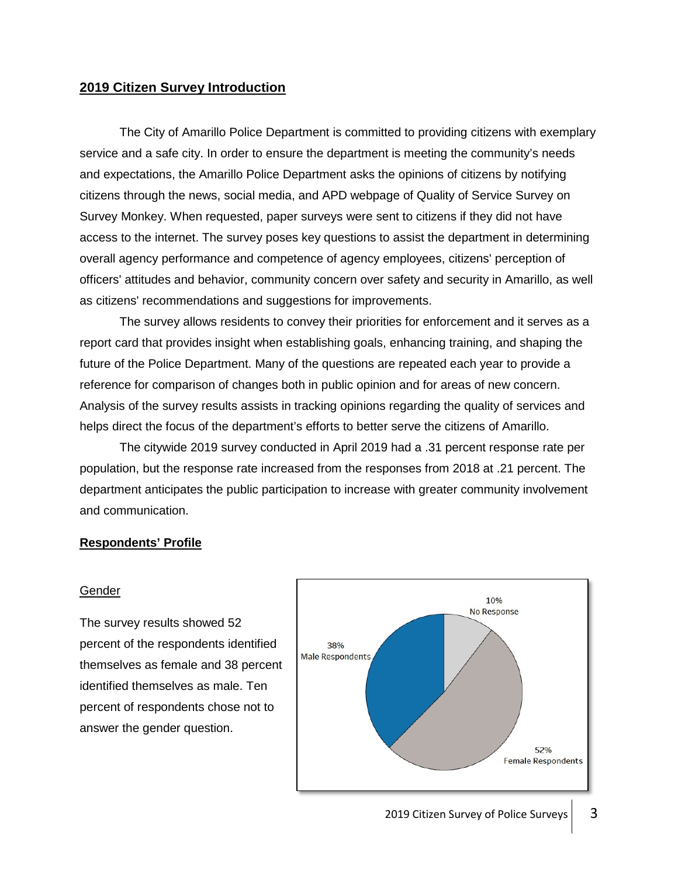## 2019 Citizen Survey Introduction

The City of Amarillo Police Department is committed to providing citizens with exemplary service and a safe city. In order to ensure the department is meeting the community's needs and expectations, the Amarillo Police Department asks the opinions of citizens by notifying citizens through the news, social media, and APD webpage of Quality of Service Survey on Survey Monkey. When requested, paper surveys were sent to citizens if they did not have access to the internet. The survey poses key questions to assist the department in determining overall agency performance and competence of agency employees, citizens' perception of officers' attitudes and behavior, community concern over safety and security in Amarillo, as well as citizens' recommendations and suggestions for improvements.

The survey allows residents to convey their priorities for enforcement and it serves as a report card that provides insight when establishing goals, enhancing training, and shaping the future of the Police Department. Many of the questions are repeated each year to provide a reference for comparison of changes both in public opinion and for areas of new concern. Analysis of the survey results assists in tracking opinions regarding the quality of services and helps direct the focus of the department's efforts to better serve the citizens of Amarillo.

The citywide 2019 survey conducted in April 2019 had a .31 percent response rate per population, but the response rate increased from the responses from 2018 at .21 percent. The department anticipates the public participation to increase with greater community involvement and communication.

### Respondents' Profile

#### Gender

The survey results showed 52 percent of the respondents identified themselves as female and 38 percent identified themselves as male. Ten percent of respondents chose not to answer the gender question.

10% No Response

38% Male Respondents

52% Female Respondents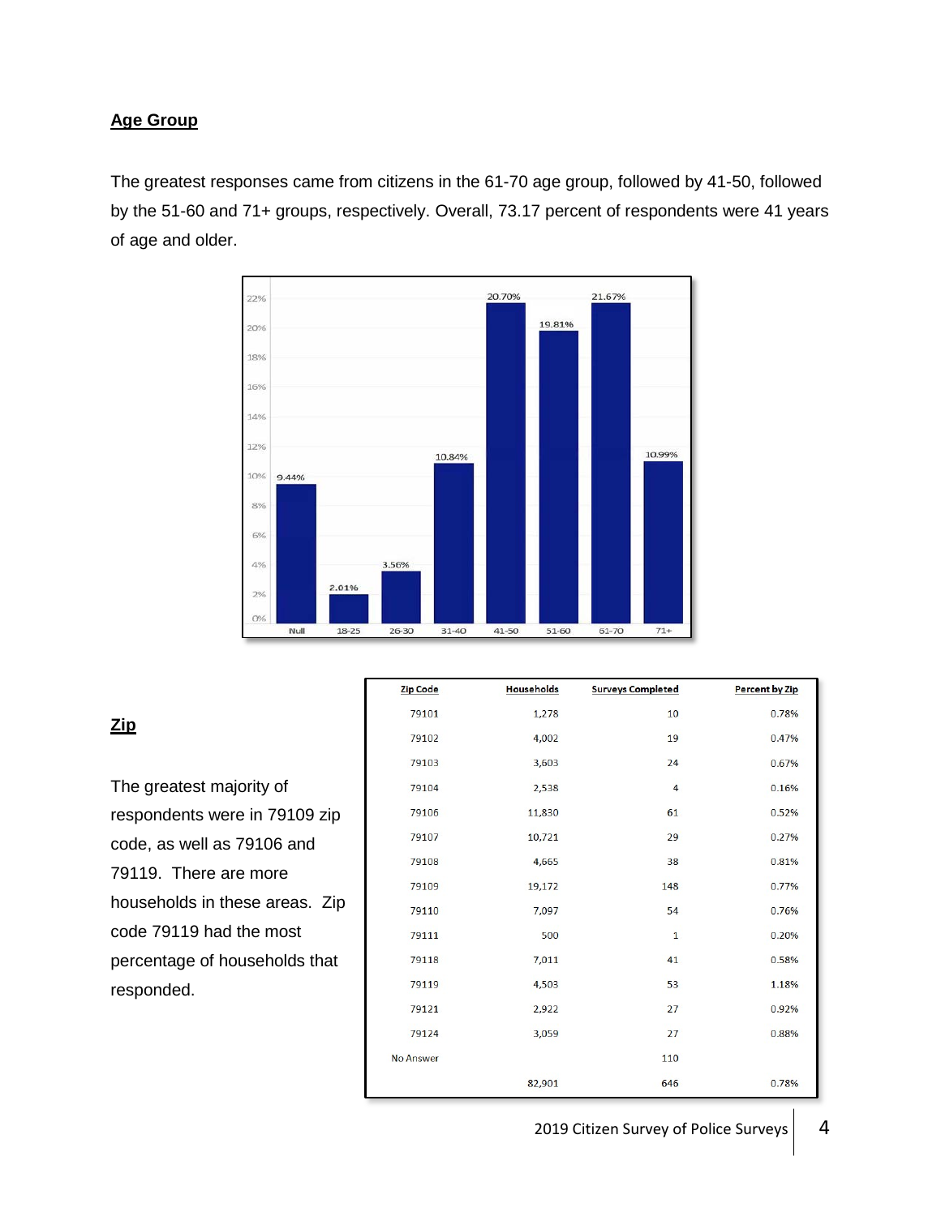## Age Group

The greatest responses came from citizens in the 61-70 age group, followed by 41-50, followed by the 51-60 and 71+ groups, respectively. Overall, 73.17 percent of respondents were 41 years of age and older.

| Age Group | Percent |
|---|---|
| Null | 9.44% |
| 18-25 | 2.01% |
| 26-30 | 3.56% |
| 31-40 | 10.84% |
| 41-50 | 20.70% |
| 51-60 | 19.81% |
| 61-70 | 21.67% |
| 71+ | 10.99% |

## Zip

The greatest majority of respondents were in 79109 zip code, as well as 79106 and 79119. There are more households in these areas. Zip code 79119 had the most percentage of households that responded.

| Zip Code | Households | Surveys Completed | Percent by Zip |
|---|---|---|---|
| 79101 | 1,278 | 10 | 0.78% |
| 79102 | 4,002 | 19 | 0.47% |
| 79103 | 3,603 | 24 | 0.67% |
| 79104 | 2,538 | 4 | 0.16% |
| 79106 | 11,830 | 61 | 0.52% |
| 79107 | 10,721 | 29 | 0.27% |
| 79108 | 4,665 | 38 | 0.81% |
| 79109 | 19,172 | 148 | 0.77% |
| 79110 | 7,097 | 54 | 0.76% |
| 79111 | 500 | 1 | 0.20% |
| 79118 | 7,011 | 41 | 0.58% |
| 79119 | 4,503 | 53 | 1.18% |
| 79121 | 2,922 | 27 | 0.92% |
| 79124 | 3,059 | 27 | 0.88% |
| No Answer | | 110 | |
| | 82,901 | 646 | 0.78% |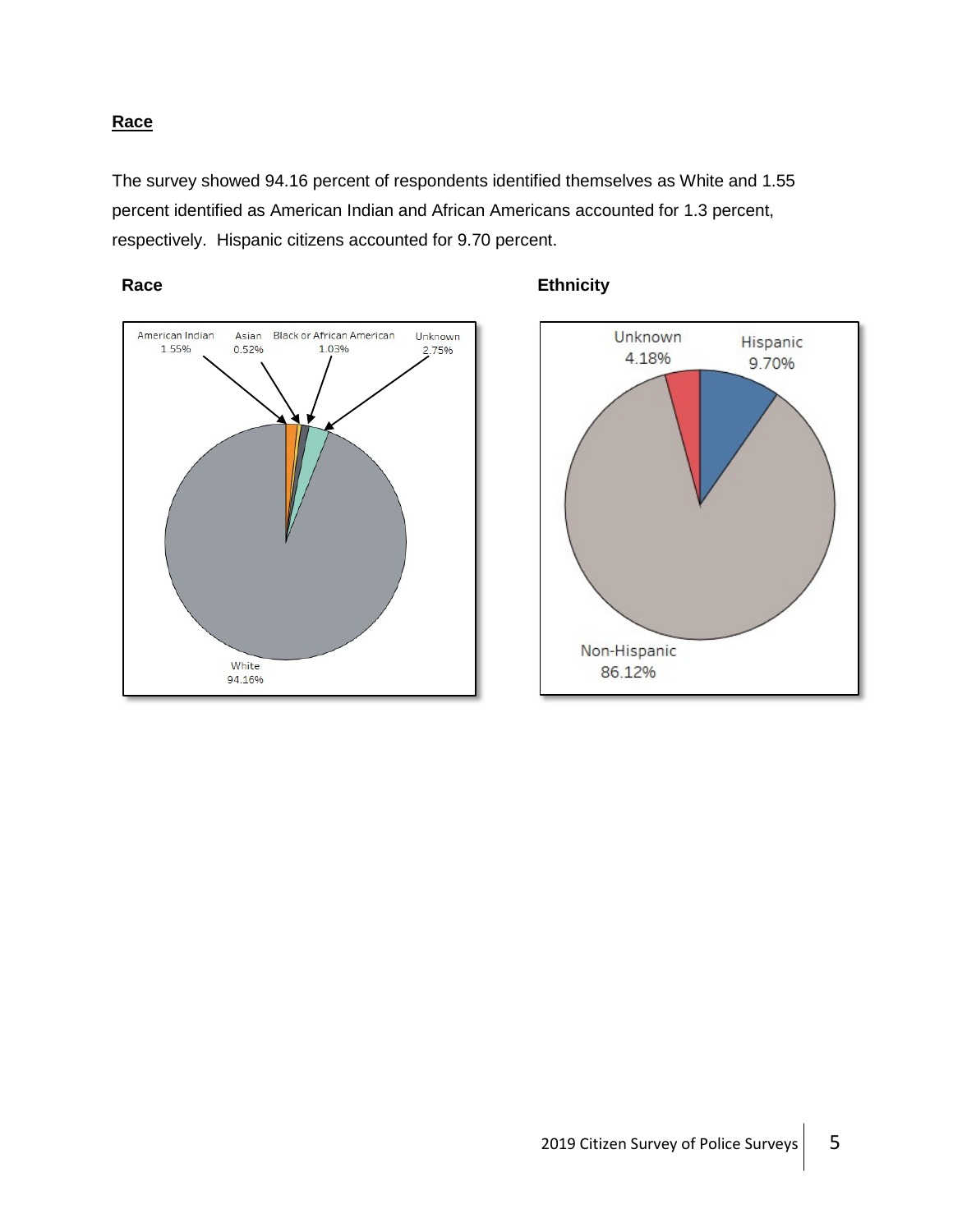## Race

The survey showed 94.16 percent of respondents identified themselves as White and 1.55 percent identified as American Indian and African Americans accounted for 1.3 percent, respectively. Hispanic citizens accounted for 9.70 percent.

**Race**

American Indian 1.55%
Asian 0.52%
Black or African American 1.03%
Unknown 2.75%
White 94.16%

**Ethnicity**

Unknown 4.18%
Hispanic 9.70%
Non-Hispanic 86.12%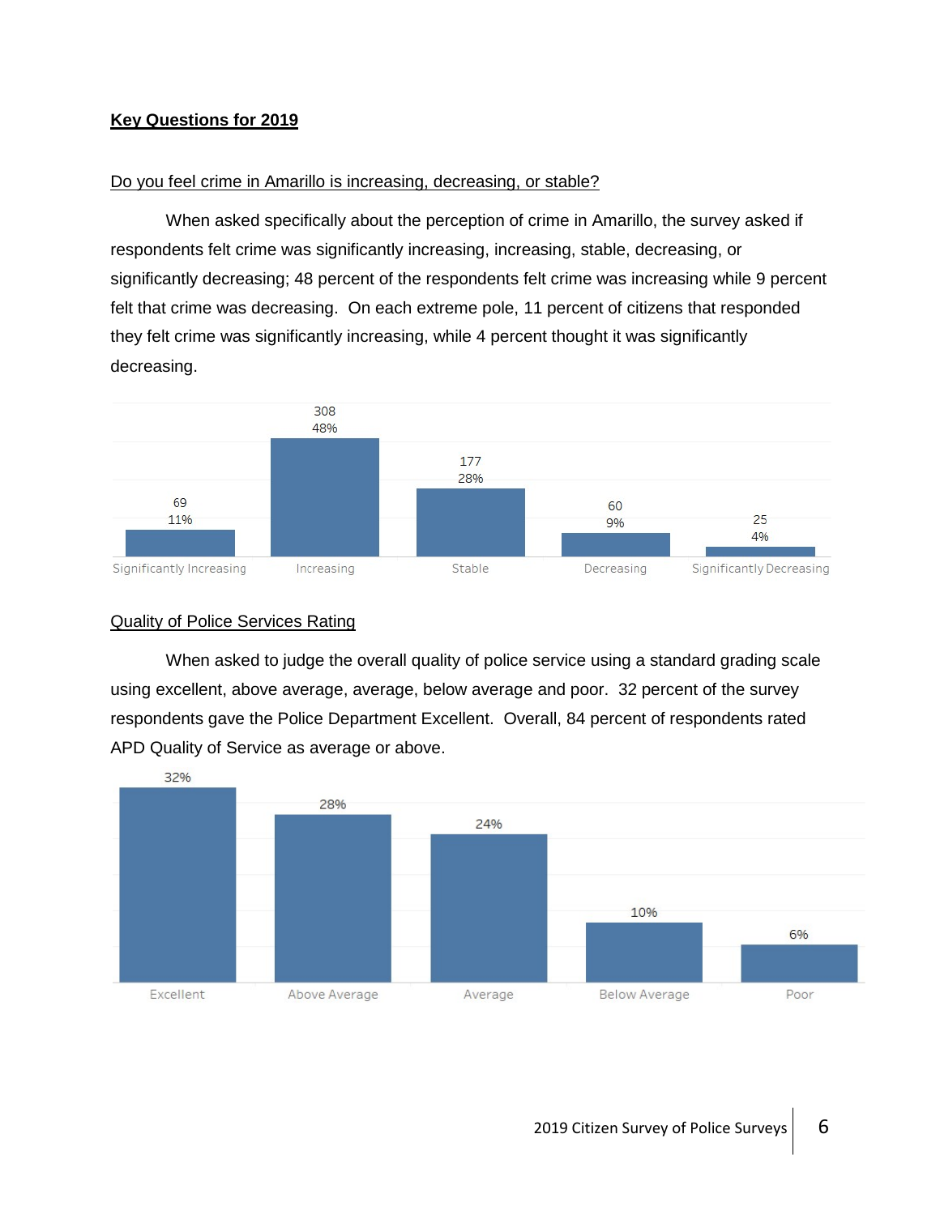## Key Questions for 2019

### Do you feel crime in Amarillo is increasing, decreasing, or stable?

When asked specifically about the perception of crime in Amarillo, the survey asked if respondents felt crime was significantly increasing, increasing, stable, decreasing, or significantly decreasing; 48 percent of the respondents felt crime was increasing while 9 percent felt that crime was decreasing. On each extreme pole, 11 percent of citizens that responded they felt crime was significantly increasing, while 4 percent thought it was significantly decreasing.

| Significantly Increasing | Increasing | Stable | Decreasing | Significantly Decreasing |
|---|---|---|---|---|
| 69 | 308 | 177 | 60 | 25 |
| 11% | 48% | 28% | 9% | 4% |

### Quality of Police Services Rating

When asked to judge the overall quality of police service using a standard grading scale using excellent, above average, average, below average and poor. 32 percent of the survey respondents gave the Police Department Excellent. Overall, 84 percent of respondents rated APD Quality of Service as average or above.

| Excellent | Above Average | Average | Below Average | Poor |
|---|---|---|---|---|
| 32% | 28% | 24% | 10% | 6% |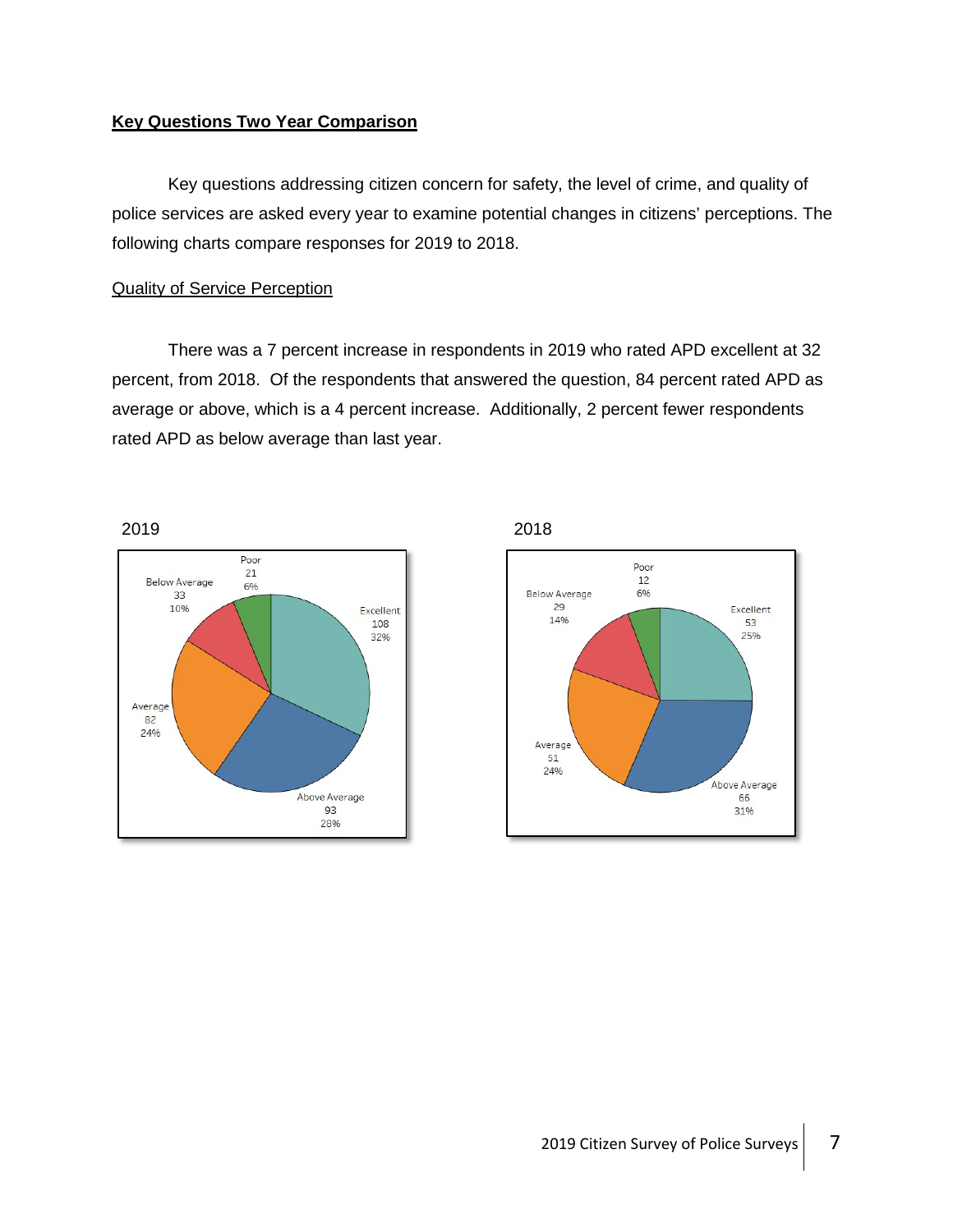## Key Questions Two Year Comparison

Key questions addressing citizen concern for safety, the level of crime, and quality of police services are asked every year to examine potential changes in citizens' perceptions. The following charts compare responses for 2019 to 2018.

### Quality of Service Perception

There was a 7 percent increase in respondents in 2019 who rated APD excellent at 32 percent, from 2018. Of the respondents that answered the question, 84 percent rated APD as average or above, which is a 4 percent increase. Additionally, 2 percent fewer respondents rated APD as below average than last year.

2019

| Rating | Count | Percent |
|---|---|---|
| Excellent | 108 | 32% |
| Above Average | 93 | 28% |
| Average | 82 | 24% |
| Below Average | 33 | 10% |
| Poor | 21 | 6% |

2018

| Rating | Count | Percent |
|---|---|---|
| Excellent | 53 | 25% |
| Above Average | 66 | 31% |
| Average | 51 | 24% |
| Below Average | 29 | 14% |
| Poor | 12 | 6% |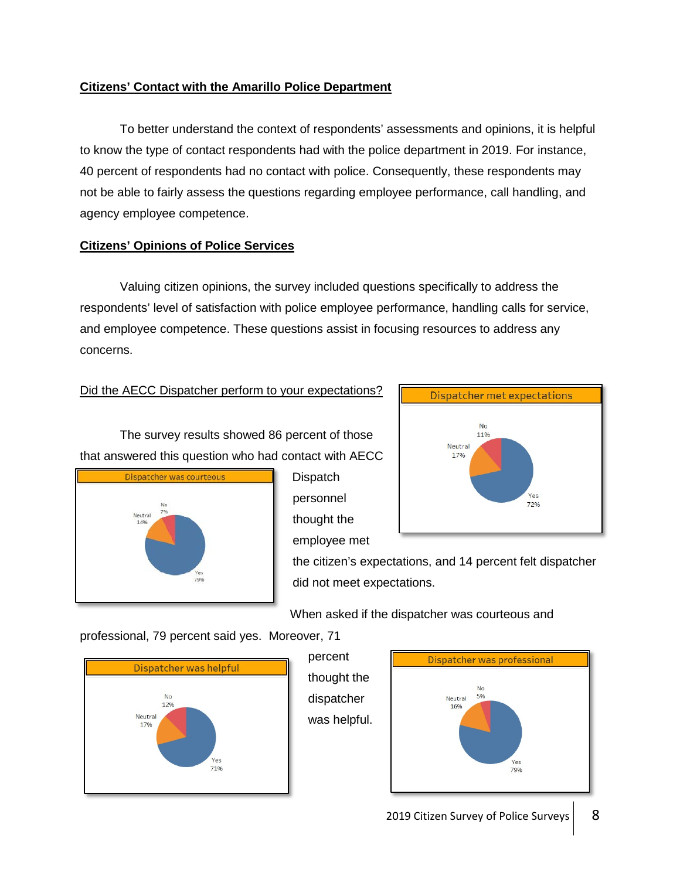## Citizens' Contact with the Amarillo Police Department

To better understand the context of respondents' assessments and opinions, it is helpful to know the type of contact respondents had with the police department in 2019. For instance, 40 percent of respondents had no contact with police. Consequently, these respondents may not be able to fairly assess the questions regarding employee performance, call handling, and agency employee competence.

## Citizens' Opinions of Police Services

Valuing citizen opinions, the survey included questions specifically to address the respondents' level of satisfaction with police employee performance, handling calls for service, and employee competence. These questions assist in focusing resources to address any concerns.

### Did the AECC Dispatcher perform to your expectations?

**Dispatcher met expectations**

No 11%, Neutral 17%, Yes 72%

The survey results showed 86 percent of those that answered this question who had contact with AECC Dispatch personnel thought the employee met the citizen's expectations, and 14 percent felt dispatcher did not meet expectations.

**Dispatcher was courteous**

No 7%, Neutral 14%, Yes 79%

When asked if the dispatcher was courteous and professional, 79 percent said yes. Moreover, 71 percent thought the dispatcher was helpful.

**Dispatcher was helpful**

No 12%, Neutral 17%, Yes 71%

**Dispatcher was professional**

No 5%, Neutral 16%, Yes 79%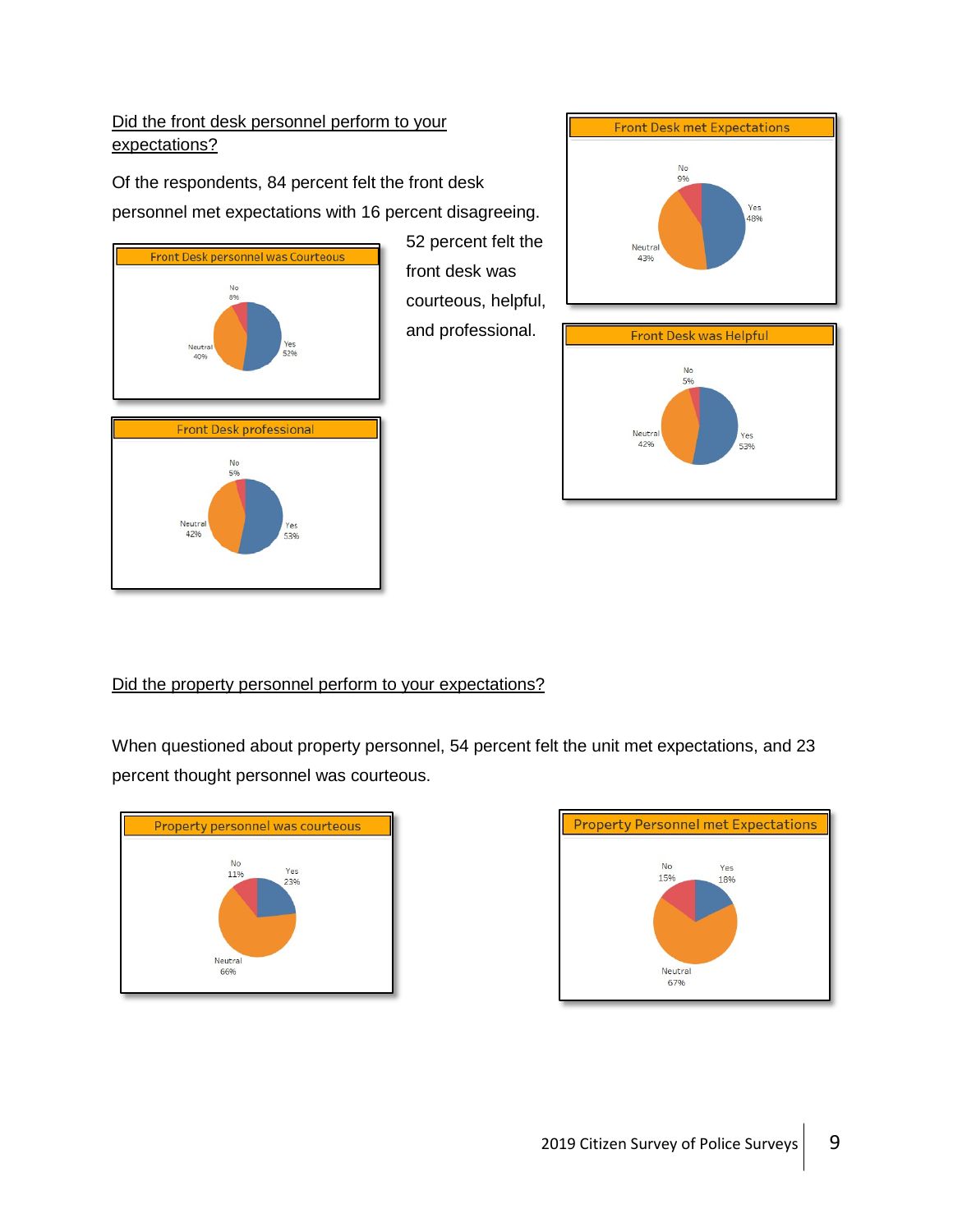Did the front desk personnel perform to your expectations?

Of the respondents, 84 percent felt the front desk personnel met expectations with 16 percent disagreeing. 52 percent felt the front desk was courteous, helpful, and professional.

**Front Desk met Expectations**

No 9%, Yes 48%, Neutral 43%

**Front Desk personnel was Courteous**

No 8%, Yes 52%, Neutral 40%

**Front Desk was Helpful**

No 5%, Yes 53%, Neutral 42%

**Front Desk professional**

No 5%, Yes 53%, Neutral 42%

Did the property personnel perform to your expectations?

When questioned about property personnel, 54 percent felt the unit met expectations, and 23 percent thought personnel was courteous.

**Property personnel was courteous**

No 11%, Yes 23%, Neutral 66%

**Property Personnel met Expectations**

No 15%, Yes 18%, Neutral 67%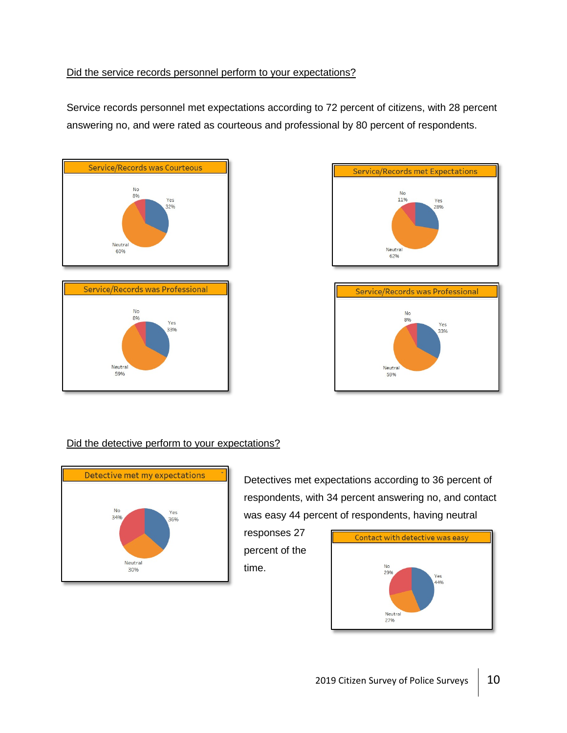Did the service records personnel perform to your expectations?

Service records personnel met expectations according to 72 percent of citizens, with 28 percent answering no, and were rated as courteous and professional by 80 percent of respondents.

**Service/Records was Courteous**

No 8%
Yes 32%
Neutral 60%

**Service/Records met Expectations**

No 11%
Yes 28%
Neutral 62%

**Service/Records was Professional**

No 8%
Yes 33%
Neutral 59%

**Service/Records was Professional**

No 8%
Yes 33%
Neutral 59%

Did the detective perform to your expectations?

**Detective met my expectations**

No 34%
Yes 36%
Neutral 30%

Detectives met expectations according to 36 percent of respondents, with 34 percent answering no, and contact was easy 44 percent of respondents, having neutral responses 27 percent of the time.

**Contact with detective was easy**

No 29%
Yes 44%
Neutral 27%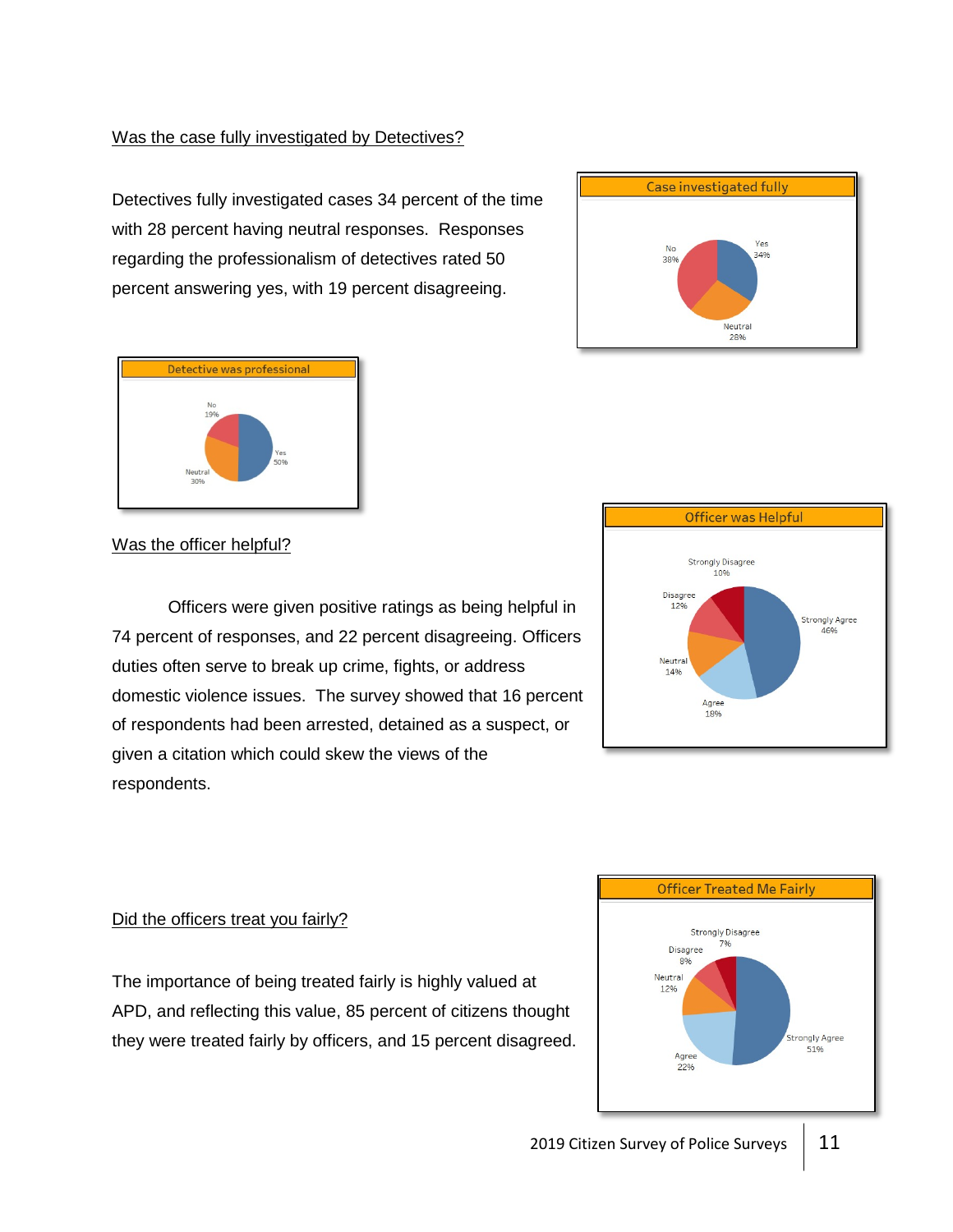<u>Was the case fully investigated by Detectives?</u>

Detectives fully investigated cases 34 percent of the time with 28 percent having neutral responses. Responses regarding the professionalism of detectives rated 50 percent answering yes, with 19 percent disagreeing.

Case investigated fully

No 38%, Yes 34%, Neutral 28%

Detective was professional

No 19%, Yes 50%, Neutral 30%

<u>Was the officer helpful?</u>

Officers were given positive ratings as being helpful in 74 percent of responses, and 22 percent disagreeing. Officers duties often serve to break up crime, fights, or address domestic violence issues. The survey showed that 16 percent of respondents had been arrested, detained as a suspect, or given a citation which could skew the views of the respondents.

Officer was Helpful

Strongly Disagree 10%, Disagree 12%, Strongly Agree 46%, Neutral 14%, Agree 18%

<u>Did the officers treat you fairly?</u>

The importance of being treated fairly is highly valued at APD, and reflecting this value, 85 percent of citizens thought they were treated fairly by officers, and 15 percent disagreed.

Officer Treated Me Fairly

Strongly Disagree 7%, Disagree 8%, Neutral 12%, Strongly Agree 51%, Agree 22%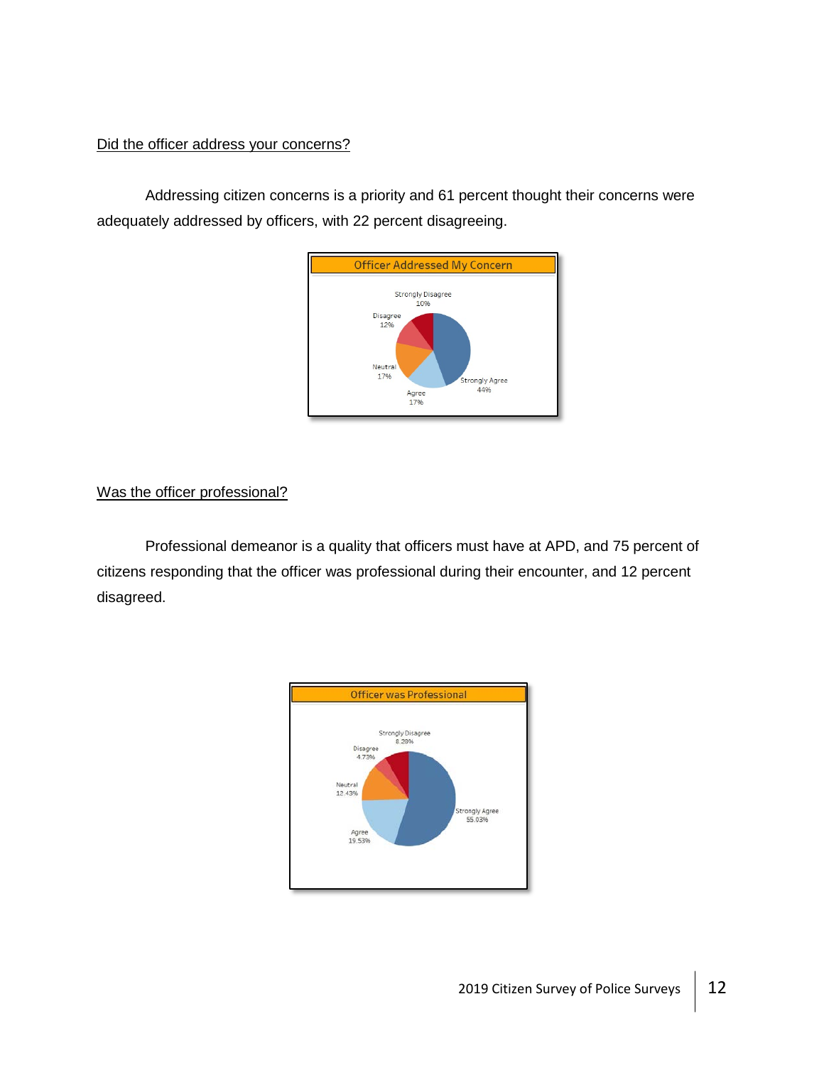Did the officer address your concerns?

Addressing citizen concerns is a priority and 61 percent thought their concerns were adequately addressed by officers, with 22 percent disagreeing.

Officer Addressed My Concern

Strongly Disagree 10%
Disagree 12%
Neutral 17%
Agree 17%
Strongly Agree 44%

Was the officer professional?

Professional demeanor is a quality that officers must have at APD, and 75 percent of citizens responding that the officer was professional during their encounter, and 12 percent disagreed.

Officer was Professional

Strongly Disagree 8.28%
Disagree 4.73%
Neutral 12.43%
Agree 19.53%
Strongly Agree 55.03%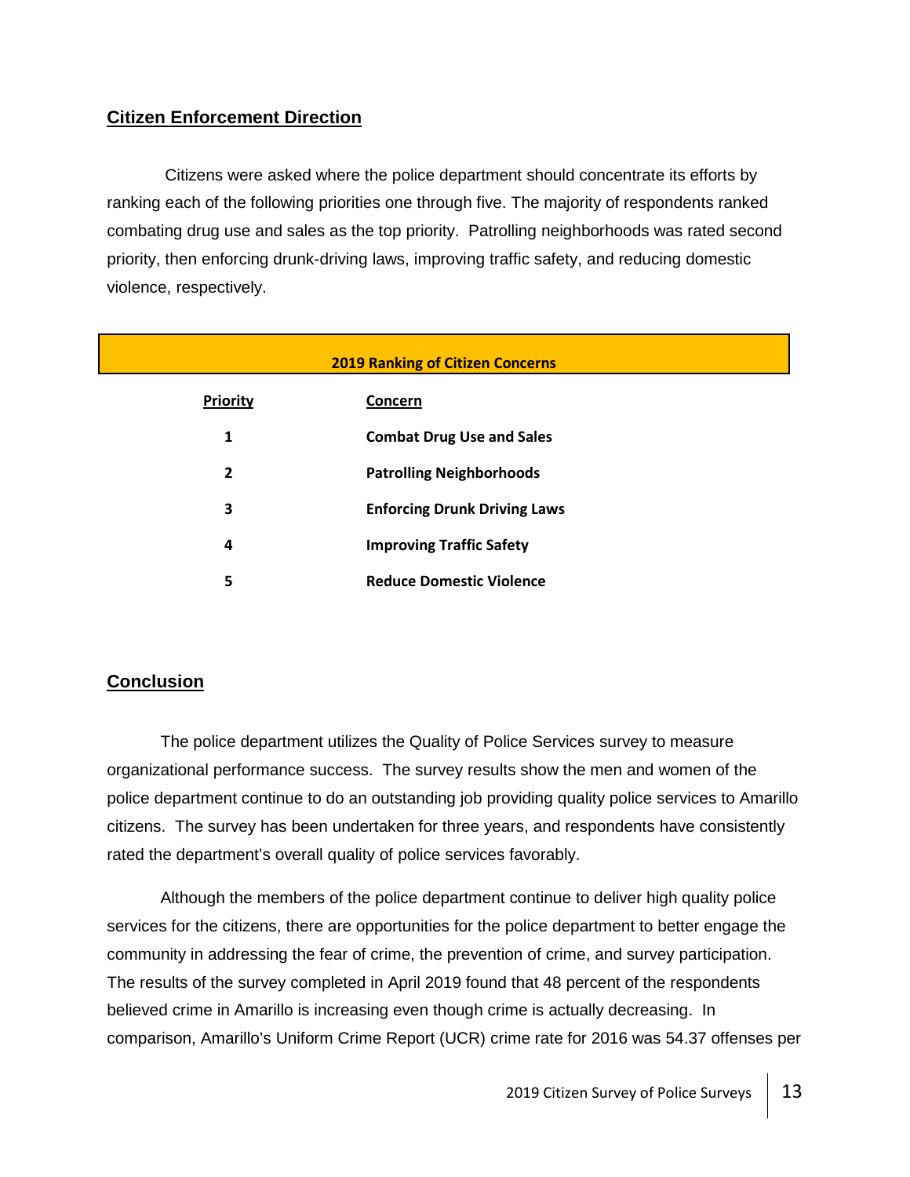## Citizen Enforcement Direction

Citizens were asked where the police department should concentrate its efforts by ranking each of the following priorities one through five. The majority of respondents ranked combating drug use and sales as the top priority. Patrolling neighborhoods was rated second priority, then enforcing drunk-driving laws, improving traffic safety, and reducing domestic violence, respectively.

**2019 Ranking of Citizen Concerns**

| Priority | Concern |
|---|---|
| 1 | Combat Drug Use and Sales |
| 2 | Patrolling Neighborhoods |
| 3 | Enforcing Drunk Driving Laws |
| 4 | Improving Traffic Safety |
| 5 | Reduce Domestic Violence |

## Conclusion

The police department utilizes the Quality of Police Services survey to measure organizational performance success. The survey results show the men and women of the police department continue to do an outstanding job providing quality police services to Amarillo citizens. The survey has been undertaken for three years, and respondents have consistently rated the department's overall quality of police services favorably.

Although the members of the police department continue to deliver high quality police services for the citizens, there are opportunities for the police department to better engage the community in addressing the fear of crime, the prevention of crime, and survey participation. The results of the survey completed in April 2019 found that 48 percent of the respondents believed crime in Amarillo is increasing even though crime is actually decreasing. In comparison, Amarillo's Uniform Crime Report (UCR) crime rate for 2016 was 54.37 offenses per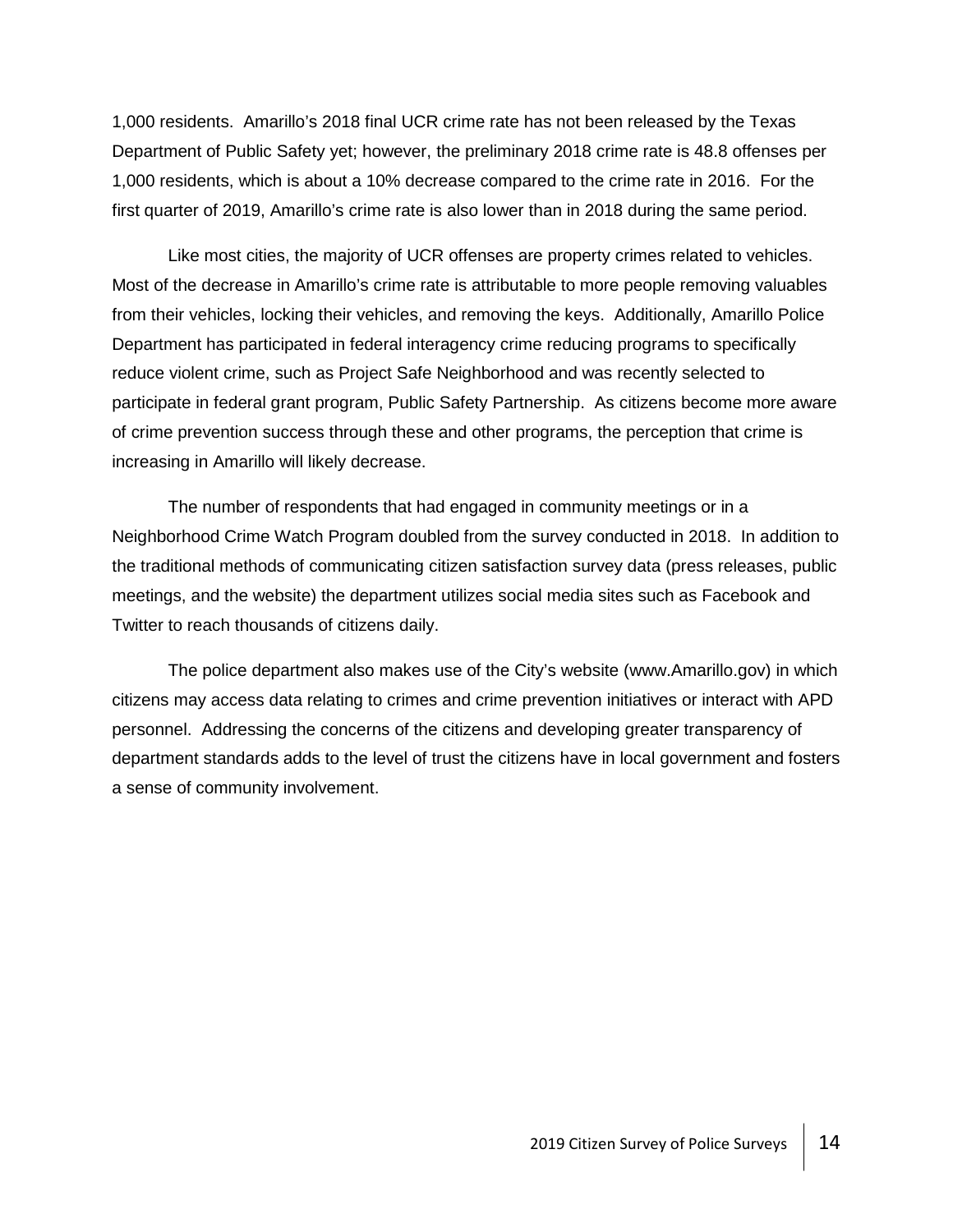1,000 residents. Amarillo's 2018 final UCR crime rate has not been released by the Texas Department of Public Safety yet; however, the preliminary 2018 crime rate is 48.8 offenses per 1,000 residents, which is about a 10% decrease compared to the crime rate in 2016. For the first quarter of 2019, Amarillo's crime rate is also lower than in 2018 during the same period.

Like most cities, the majority of UCR offenses are property crimes related to vehicles. Most of the decrease in Amarillo's crime rate is attributable to more people removing valuables from their vehicles, locking their vehicles, and removing the keys. Additionally, Amarillo Police Department has participated in federal interagency crime reducing programs to specifically reduce violent crime, such as Project Safe Neighborhood and was recently selected to participate in federal grant program, Public Safety Partnership. As citizens become more aware of crime prevention success through these and other programs, the perception that crime is increasing in Amarillo will likely decrease.

The number of respondents that had engaged in community meetings or in a Neighborhood Crime Watch Program doubled from the survey conducted in 2018. In addition to the traditional methods of communicating citizen satisfaction survey data (press releases, public meetings, and the website) the department utilizes social media sites such as Facebook and Twitter to reach thousands of citizens daily.

The police department also makes use of the City's website (www.Amarillo.gov) in which citizens may access data relating to crimes and crime prevention initiatives or interact with APD personnel. Addressing the concerns of the citizens and developing greater transparency of department standards adds to the level of trust the citizens have in local government and fosters a sense of community involvement.